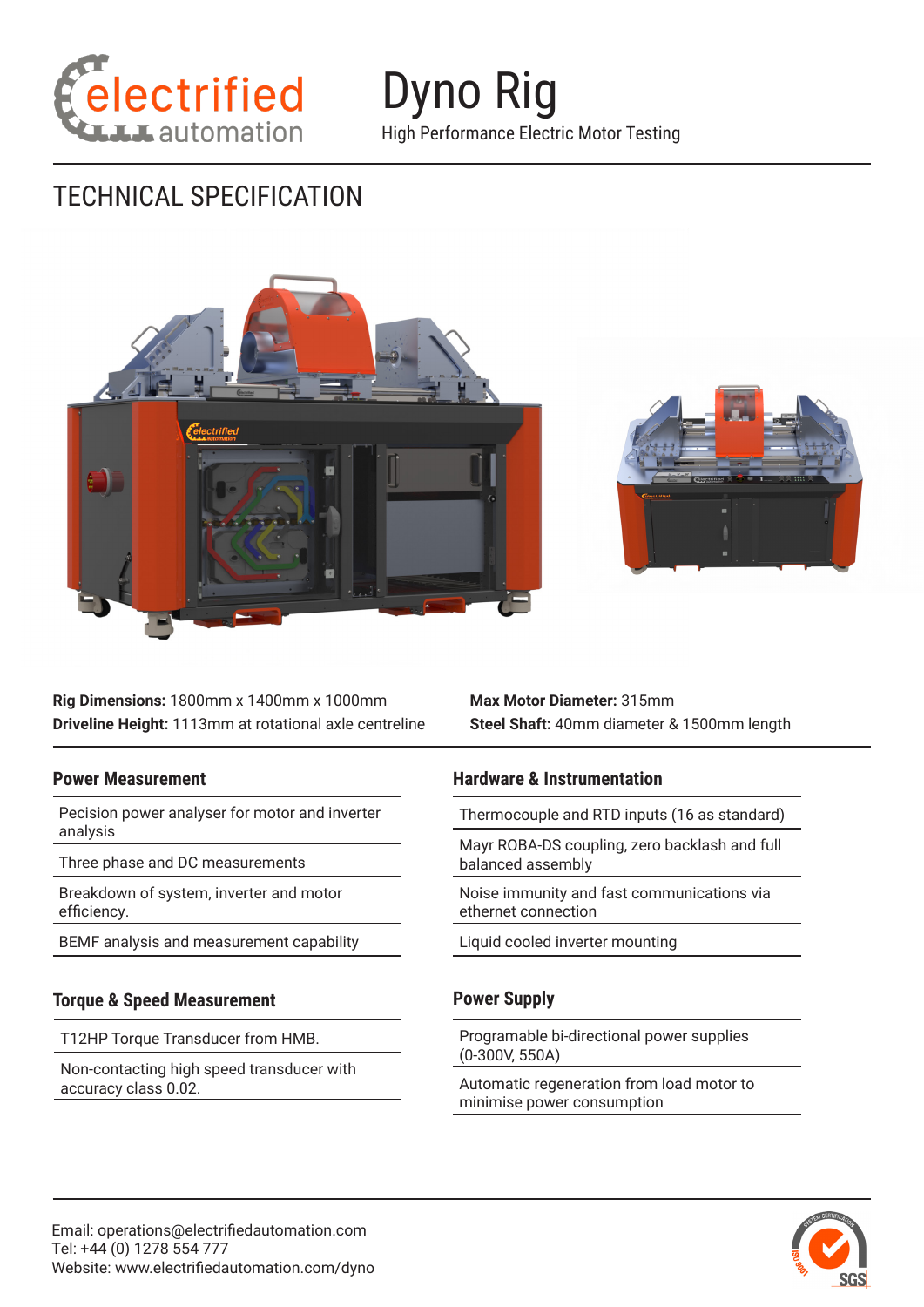# Dyno Rig

High Performance Electric Motor Testing

## TECHNICAL SPECIFICATION

**Rig Dimensions:** 1800mm x 1400mm x 1000mm
**Driveline Height:** 1113mm at rotational axle centreline

**Max Motor Diameter:** 315mm
**Steel Shaft:** 40mm diameter & 1500mm length

### Power Measurement

- Pecision power analyser for motor and inverter analysis
- Three phase and DC measurements
- Breakdown of system, inverter and motor efficiency.
- BEMF analysis and measurement capability

### Torque & Speed Measurement

- T12HP Torque Transducer from HMB.
- Non-contacting high speed transducer with accuracy class 0.02.

### Hardware & Instrumentation

- Thermocouple and RTD inputs (16 as standard)
- Mayr ROBA-DS coupling, zero backlash and full balanced assembly
- Noise immunity and fast communications via ethernet connection
- Liquid cooled inverter mounting

### Power Supply

- Programable bi-directional power supplies (0-300V, 550A)
- Automatic regeneration from load motor to minimise power consumption

Email: operations@electrifiedautomation.com
Tel: +44 (0) 1278 554 777
Website: www.electrifiedautomation.com/dyno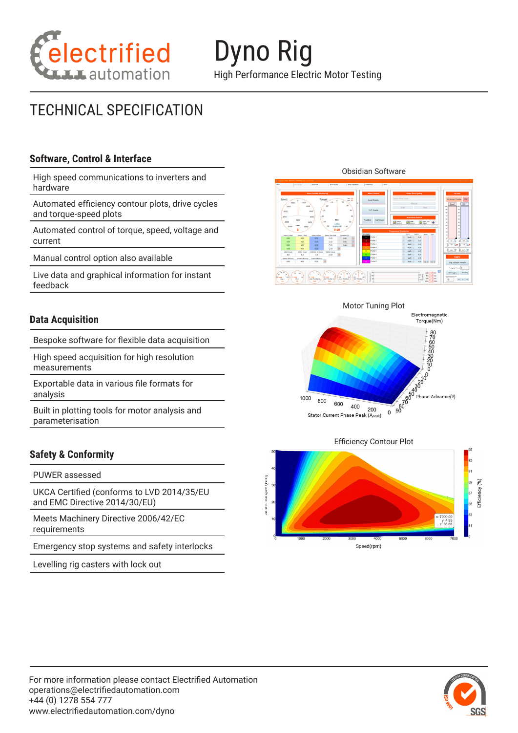electrified automation

# Dyno Rig

High Performance Electric Motor Testing

## TECHNICAL SPECIFICATION

### Software, Control & Interface

- High speed communications to inverters and hardware
- Automated efficiency contour plots, drive cycles and torque-speed plots
- Automated control of torque, speed, voltage and current
- Manual control option also available
- Live data and graphical information for instant feedback

### Data Acquisition

- Bespoke software for flexible data acquisition
- High speed acquisition for high resolution measurements
- Exportable data in various file formats for analysis
- Built in plotting tools for motor analysis and parameterisation

### Safety & Conformity

- PUWER assessed
- UKCA Certified (conforms to LVD 2014/35/EU and EMC Directive 2014/30/EU)
- Meets Machinery Directive 2006/42/EC requirements
- Emergency stop systems and safety interlocks
- Levelling rig casters with lock out

Obsidian Software

Motor Tuning Plot

Electromagnetic Torque(Nm)

80 70 60 50 40 30 20 10 0

0 10 20 30 40 50 60 70 80 90

Phase Advance(°)

1000 800 600 400 200 0

Stator Current Phase Peak ($A_{peak}$)

Efficiency Contour Plot

Shaft Torque (Nm)

50 40 30 20 10 0

0 1000 2000 3000 4000 5000 6000 7000

Speed(rpm)

x: 7000.00
y: 4.95
z: 86.66

Efficiency (%)

95 93 91 89 87 85 83 81 0

For more information please contact Electrified Automation
operations@electrifiedautomation.com
+44 (0) 1278 554 777
www.electrifiedautomation.com/dyno

SYSTEM CERTIFICATION ISO 9001 SGS